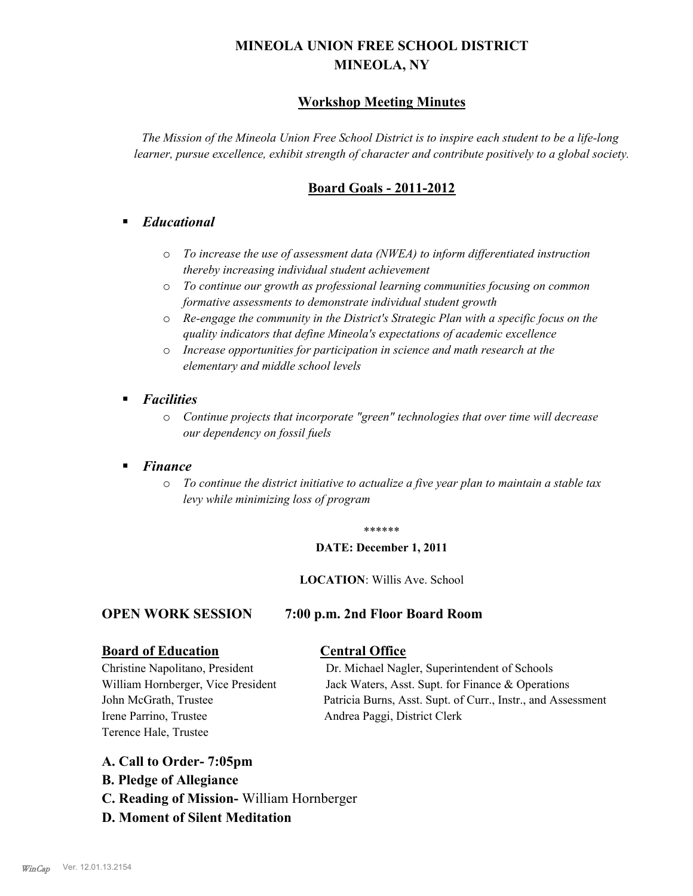# MINEOLA UNION FREE SCHOOL DISTRICT
# MINEOLA, NY

## Workshop Meeting Minutes

*The Mission of the Mineola Union Free School District is to inspire each student to be a life-long learner, pursue excellence, exhibit strength of character and contribute positively to a global society.*

## Board Goals - 2011-2012

- ***Educational***
  - *To increase the use of assessment data (NWEA) to inform differentiated instruction thereby increasing individual student achievement*
  - *To continue our growth as professional learning communities focusing on common formative assessments to demonstrate individual student growth*
  - *Re-engage the community in the District's Strategic Plan with a specific focus on the quality indicators that define Mineola's expectations of academic excellence*
  - *Increase opportunities for participation in science and math research at the elementary and middle school levels*
- ***Facilities***
  - *Continue projects that incorporate "green" technologies that over time will decrease our dependency on fossil fuels*
- ***Finance***
  - *To continue the district initiative to actualize a five year plan to maintain a stable tax levy while minimizing loss of program*

******

**DATE: December 1, 2011**

**LOCATION**: Willis Ave. School

**OPEN WORK SESSION 7:00 p.m. 2nd Floor Board Room**

**Board of Education**

Christine Napolitano, President
William Hornberger, Vice President
John McGrath, Trustee
Irene Parrino, Trustee
Terence Hale, Trustee

**Central Office**

Dr. Michael Nagler, Superintendent of Schools
Jack Waters, Asst. Supt. for Finance & Operations
Patricia Burns, Asst. Supt. of Curr., Instr., and Assessment
Andrea Paggi, District Clerk

**A. Call to Order- 7:05pm**

**B. Pledge of Allegiance**

**C. Reading of Mission-** William Hornberger

**D. Moment of Silent Meditation**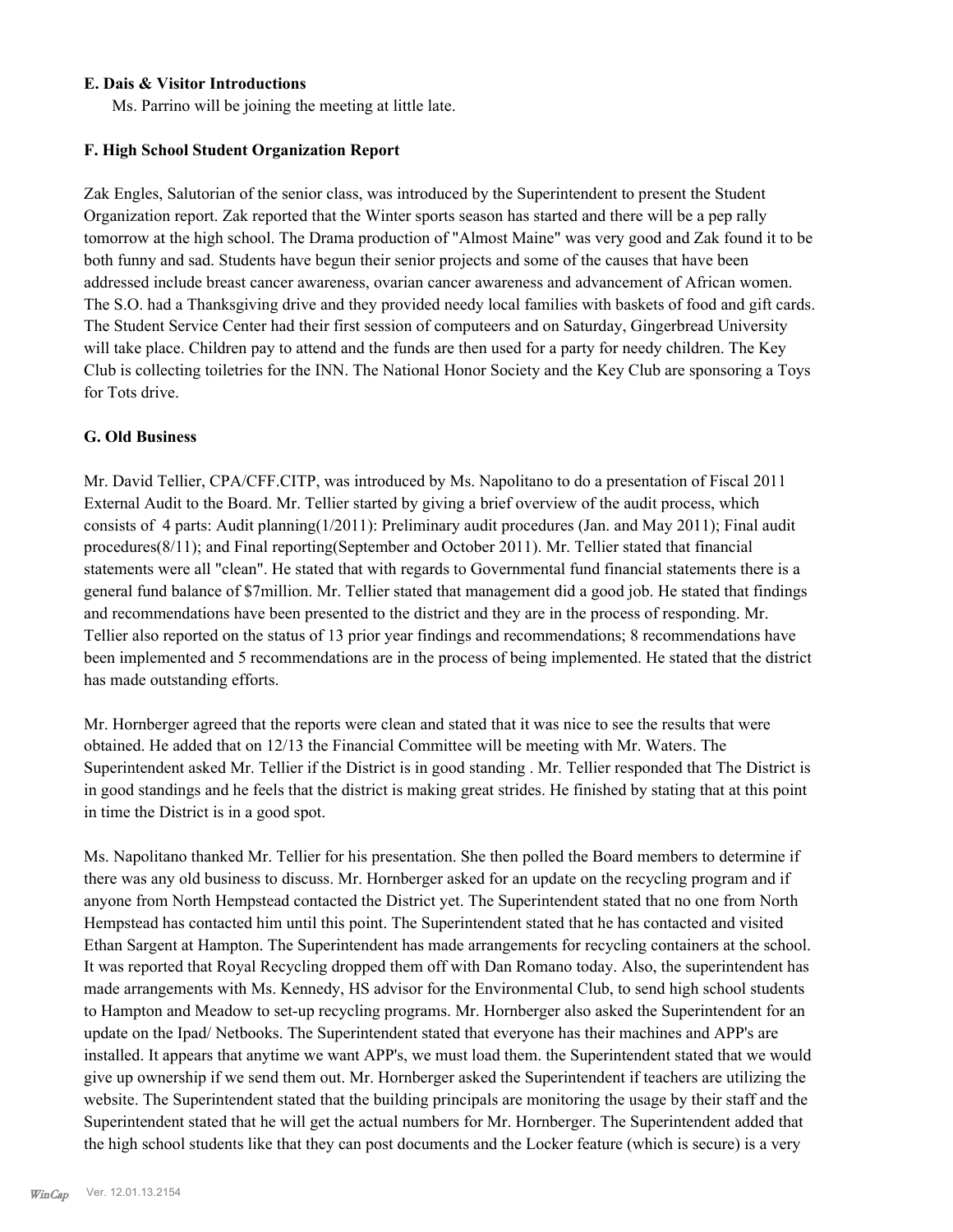**E. Dais & Visitor Introductions**

Ms. Parrino will be joining the meeting at little late.

**F. High School Student Organization Report**

Zak Engles, Salutorian of the senior class, was introduced by the Superintendent to present the Student Organization report. Zak reported that the Winter sports season has started and there will be a pep rally tomorrow at the high school. The Drama production of "Almost Maine" was very good and Zak found it to be both funny and sad. Students have begun their senior projects and some of the causes that have been addressed include breast cancer awareness, ovarian cancer awareness and advancement of African women. The S.O. had a Thanksgiving drive and they provided needy local families with baskets of food and gift cards. The Student Service Center had their first session of computeers and on Saturday, Gingerbread University will take place. Children pay to attend and the funds are then used for a party for needy children. The Key Club is collecting toiletries for the INN. The National Honor Society and the Key Club are sponsoring a Toys for Tots drive.

**G. Old Business**

Mr. David Tellier, CPA/CFF.CITP, was introduced by Ms. Napolitano to do a presentation of Fiscal 2011 External Audit to the Board. Mr. Tellier started by giving a brief overview of the audit process, which consists of 4 parts: Audit planning(1/2011): Preliminary audit procedures (Jan. and May 2011); Final audit procedures(8/11); and Final reporting(September and October 2011). Mr. Tellier stated that financial statements were all "clean". He stated that with regards to Governmental fund financial statements there is a general fund balance of $7million. Mr. Tellier stated that management did a good job. He stated that findings and recommendations have been presented to the district and they are in the process of responding. Mr. Tellier also reported on the status of 13 prior year findings and recommendations; 8 recommendations have been implemented and 5 recommendations are in the process of being implemented. He stated that the district has made outstanding efforts.

Mr. Hornberger agreed that the reports were clean and stated that it was nice to see the results that were obtained. He added that on 12/13 the Financial Committee will be meeting with Mr. Waters. The Superintendent asked Mr. Tellier if the District is in good standing . Mr. Tellier responded that The District is in good standings and he feels that the district is making great strides. He finished by stating that at this point in time the District is in a good spot.

Ms. Napolitano thanked Mr. Tellier for his presentation. She then polled the Board members to determine if there was any old business to discuss. Mr. Hornberger asked for an update on the recycling program and if anyone from North Hempstead contacted the District yet. The Superintendent stated that no one from North Hempstead has contacted him until this point. The Superintendent stated that he has contacted and visited Ethan Sargent at Hampton. The Superintendent has made arrangements for recycling containers at the school. It was reported that Royal Recycling dropped them off with Dan Romano today. Also, the superintendent has made arrangements with Ms. Kennedy, HS advisor for the Environmental Club, to send high school students to Hampton and Meadow to set-up recycling programs. Mr. Hornberger also asked the Superintendent for an update on the Ipad/ Netbooks. The Superintendent stated that everyone has their machines and APP's are installed. It appears that anytime we want APP's, we must load them. the Superintendent stated that we would give up ownership if we send them out. Mr. Hornberger asked the Superintendent if teachers are utilizing the website. The Superintendent stated that the building principals are monitoring the usage by their staff and the Superintendent stated that he will get the actual numbers for Mr. Hornberger. The Superintendent added that the high school students like that they can post documents and the Locker feature (which is secure) is a very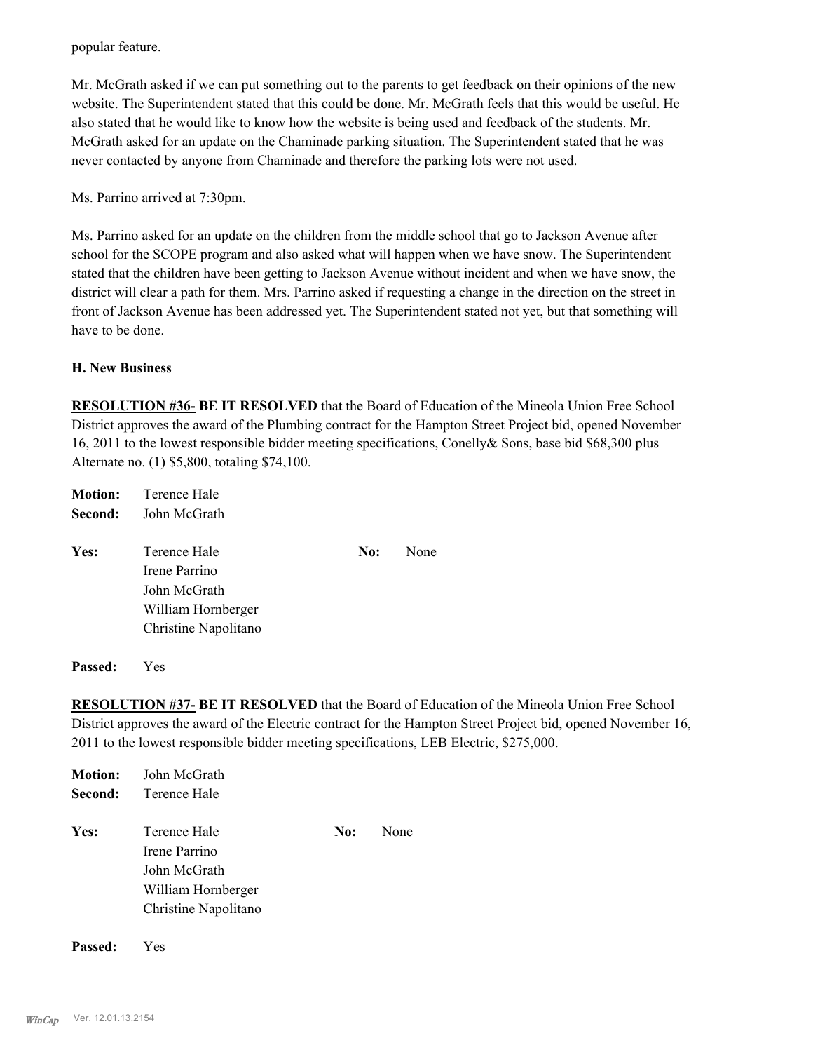popular feature.

Mr. McGrath asked if we can put something out to the parents to get feedback on their opinions of the new website. The Superintendent stated that this could be done. Mr. McGrath feels that this would be useful. He also stated that he would like to know how the website is being used and feedback of the students. Mr. McGrath asked for an update on the Chaminade parking situation. The Superintendent stated that he was never contacted by anyone from Chaminade and therefore the parking lots were not used.

Ms. Parrino arrived at 7:30pm.

Ms. Parrino asked for an update on the children from the middle school that go to Jackson Avenue after school for the SCOPE program and also asked what will happen when we have snow. The Superintendent stated that the children have been getting to Jackson Avenue without incident and when we have snow, the district will clear a path for them. Mrs. Parrino asked if requesting a change in the direction on the street in front of Jackson Avenue has been addressed yet. The Superintendent stated not yet, but that something will have to be done.

**H. New Business**

**RESOLUTION #36- BE IT RESOLVED** that the Board of Education of the Mineola Union Free School District approves the award of the Plumbing contract for the Hampton Street Project bid, opened November 16, 2011 to the lowest responsible bidder meeting specifications, Conelly& Sons, base bid $68,300 plus Alternate no. (1) $5,800, totaling $74,100.

**Motion:** Terence Hale
**Second:** John McGrath

**Yes:** Terence Hale, Irene Parrino, John McGrath, William Hornberger, Christine Napolitano
**No:** None

**Passed:** Yes

**RESOLUTION #37- BE IT RESOLVED** that the Board of Education of the Mineola Union Free School District approves the award of the Electric contract for the Hampton Street Project bid, opened November 16, 2011 to the lowest responsible bidder meeting specifications, LEB Electric, $275,000.

**Motion:** John McGrath
**Second:** Terence Hale

**Yes:** Terence Hale, Irene Parrino, John McGrath, William Hornberger, Christine Napolitano
**No:** None

**Passed:** Yes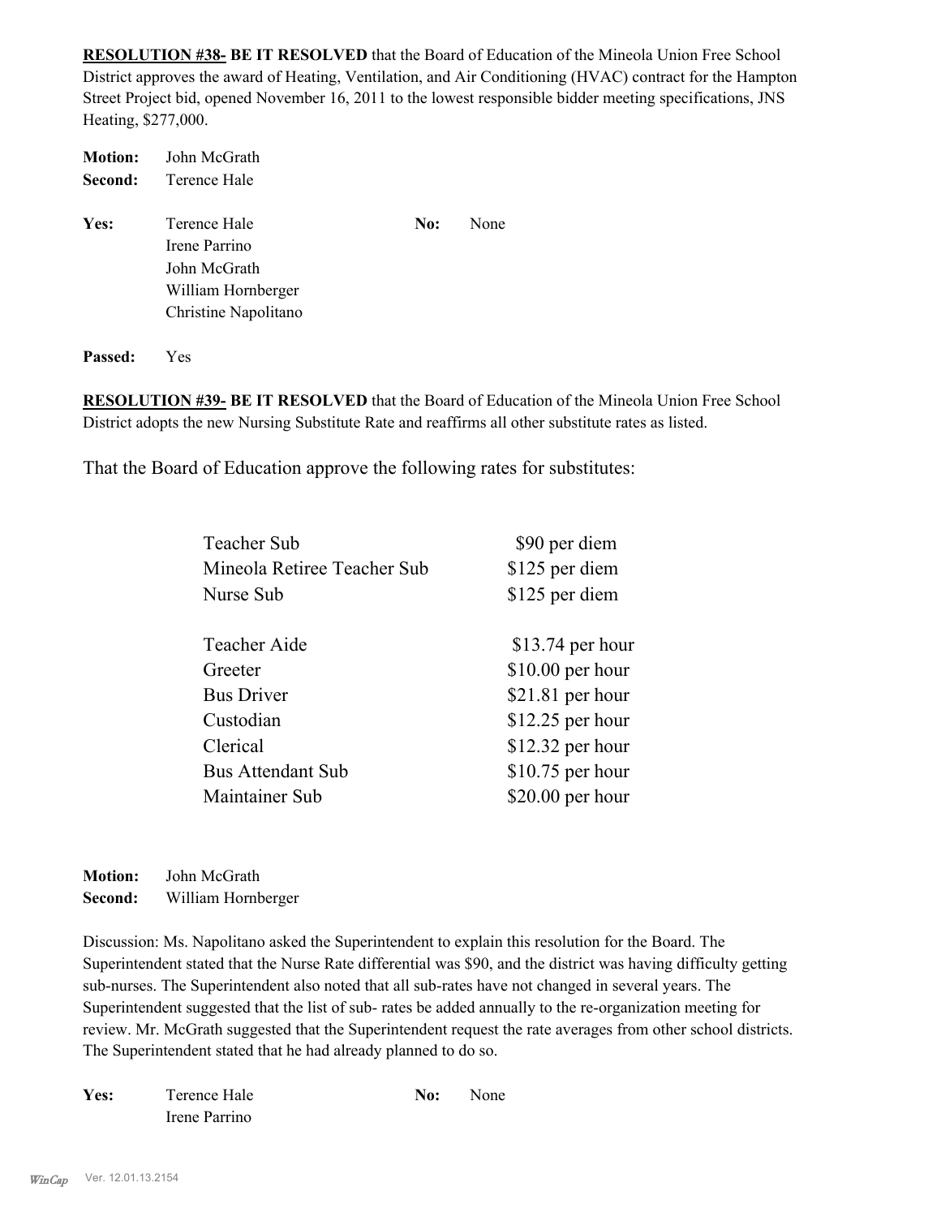**RESOLUTION #38- BE IT RESOLVED** that the Board of Education of the Mineola Union Free School District approves the award of Heating, Ventilation, and Air Conditioning (HVAC) contract for the Hampton Street Project bid, opened November 16, 2011 to the lowest responsible bidder meeting specifications, JNS Heating, $277,000.

**Motion:** John McGrath
**Second:** Terence Hale

**Yes:** Terence Hale
Irene Parrino
John McGrath
William Hornberger
Christine Napolitano

**No:** None

**Passed:** Yes

**RESOLUTION #39- BE IT RESOLVED** that the Board of Education of the Mineola Union Free School District adopts the new Nursing Substitute Rate and reaffirms all other substitute rates as listed.

That the Board of Education approve the following rates for substitutes:

| | |
|---|---|
| Teacher Sub | $90 per diem |
| Mineola Retiree Teacher Sub | $125 per diem |
| Nurse Sub | $125 per diem |
| | |
| Teacher Aide | $13.74 per hour |
| Greeter | $10.00 per hour |
| Bus Driver | $21.81 per hour |
| Custodian | $12.25 per hour |
| Clerical | $12.32 per hour |
| Bus Attendant Sub | $10.75 per hour |
| Maintainer Sub | $20.00 per hour |

**Motion:** John McGrath
**Second:** William Hornberger

Discussion: Ms. Napolitano asked the Superintendent to explain this resolution for the Board. The Superintendent stated that the Nurse Rate differential was $90, and the district was having difficulty getting sub-nurses. The Superintendent also noted that all sub-rates have not changed in several years. The Superintendent suggested that the list of sub- rates be added annually to the re-organization meeting for review. Mr. McGrath suggested that the Superintendent request the rate averages from other school districts. The Superintendent stated that he had already planned to do so.

**Yes:** Terence Hale
Irene Parrino

**No:** None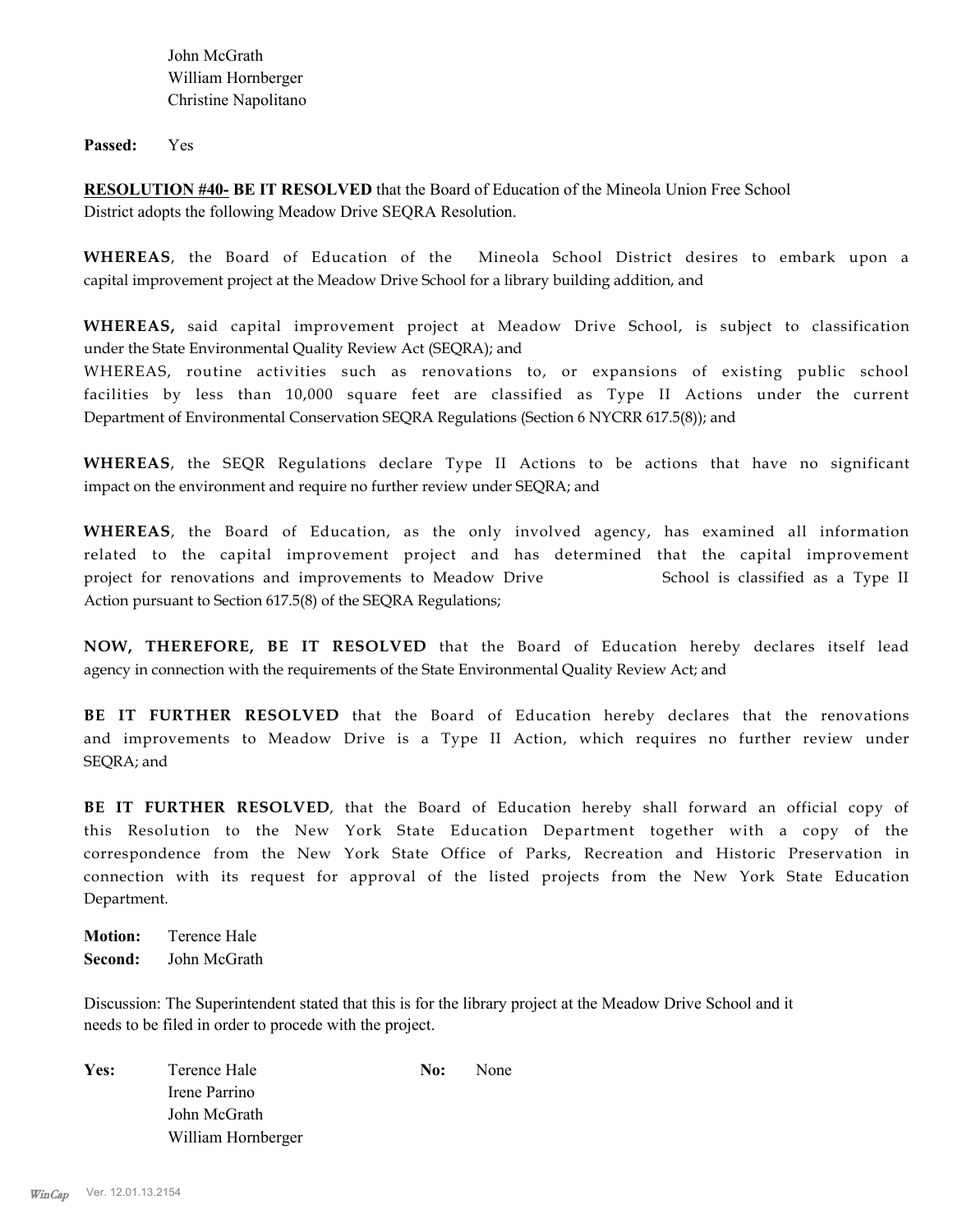John McGrath
William Hornberger
Christine Napolitano

**Passed:** Yes

**RESOLUTION #40- BE IT RESOLVED** that the Board of Education of the Mineola Union Free School District adopts the following Meadow Drive SEQRA Resolution.

**WHEREAS**, the Board of Education of the Mineola School District desires to embark upon a capital improvement project at the Meadow Drive School for a library building addition, and

**WHEREAS,** said capital improvement project at Meadow Drive School, is subject to classification under the State Environmental Quality Review Act (SEQRA); and
WHEREAS, routine activities such as renovations to, or expansions of existing public school facilities by less than 10,000 square feet are classified as Type II Actions under the current Department of Environmental Conservation SEQRA Regulations (Section 6 NYCRR 617.5(8)); and

**WHEREAS**, the SEQR Regulations declare Type II Actions to be actions that have no significant impact on the environment and require no further review under SEQRA; and

**WHEREAS**, the Board of Education, as the only involved agency, has examined all information related to the capital improvement project and has determined that the capital improvement project for renovations and improvements to Meadow Drive School is classified as a Type II Action pursuant to Section 617.5(8) of the SEQRA Regulations;

**NOW, THEREFORE, BE IT RESOLVED** that the Board of Education hereby declares itself lead agency in connection with the requirements of the State Environmental Quality Review Act; and

**BE IT FURTHER RESOLVED** that the Board of Education hereby declares that the renovations and improvements to Meadow Drive is a Type II Action, which requires no further review under SEQRA; and

**BE IT FURTHER RESOLVED**, that the Board of Education hereby shall forward an official copy of this Resolution to the New York State Education Department together with a copy of the correspondence from the New York State Office of Parks, Recreation and Historic Preservation in connection with its request for approval of the listed projects from the New York State Education Department.

**Motion:** Terence Hale
**Second:** John McGrath

Discussion: The Superintendent stated that this is for the library project at the Meadow Drive School and it needs to be filed in order to procede with the project.

**Yes:** Terence Hale
Irene Parrino
John McGrath
William Hornberger

**No:** None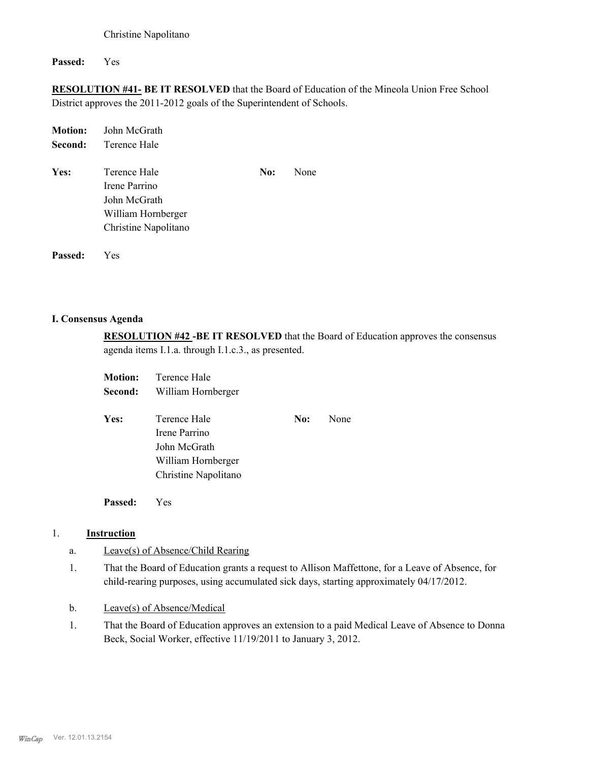Christine Napolitano

**Passed:** Yes

**RESOLUTION #41- BE IT RESOLVED** that the Board of Education of the Mineola Union Free School District approves the 2011-2012 goals of the Superintendent of Schools.

**Motion:** John McGrath
**Second:** Terence Hale

**Yes:** Terence Hale
Irene Parrino
John McGrath
William Hornberger
Christine Napolitano

**No:** None

**Passed:** Yes

### I. Consensus Agenda

**RESOLUTION #42 -BE IT RESOLVED** that the Board of Education approves the consensus agenda items I.1.a. through I.1.c.3., as presented.

**Motion:** Terence Hale
**Second:** William Hornberger

**Yes:** Terence Hale
Irene Parrino
John McGrath
William Hornberger
Christine Napolitano

**No:** None

**Passed:** Yes

1. **Instruction**

a. Leave(s) of Absence/Child Rearing

1. That the Board of Education grants a request to Allison Maffettone, for a Leave of Absence, for child-rearing purposes, using accumulated sick days, starting approximately 04/17/2012.

b. Leave(s) of Absence/Medical

1. That the Board of Education approves an extension to a paid Medical Leave of Absence to Donna Beck, Social Worker, effective 11/19/2011 to January 3, 2012.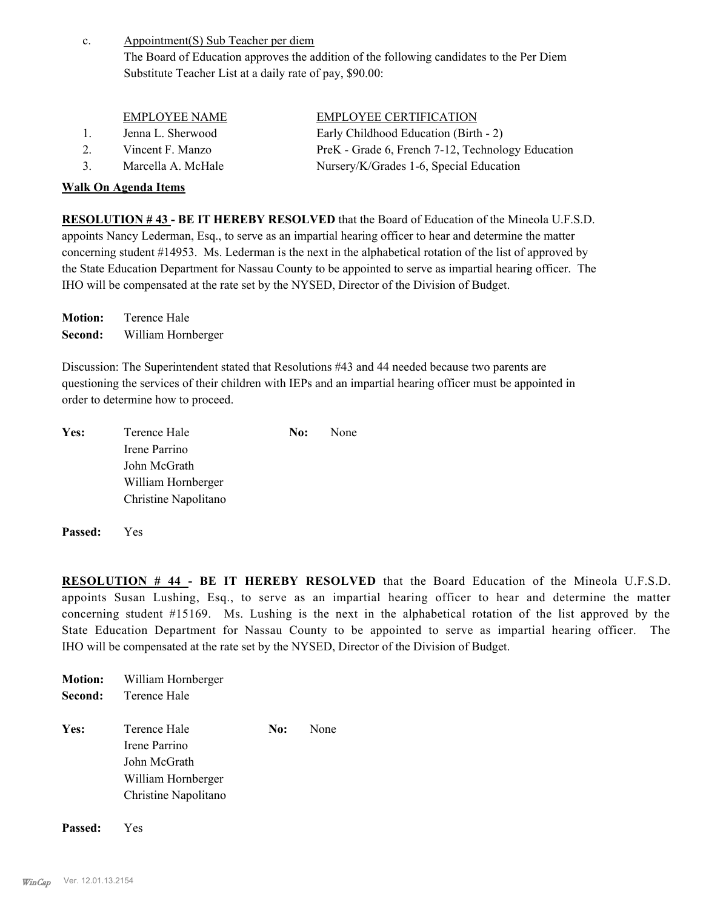c. Appointment(S) Sub Teacher per diem

The Board of Education approves the addition of the following candidates to the Per Diem Substitute Teacher List at a daily rate of pay, $90.00:

| | EMPLOYEE NAME | EMPLOYEE CERTIFICATION |
|---|---|---|
| 1. | Jenna L. Sherwood | Early Childhood Education (Birth - 2) |
| 2. | Vincent F. Manzo | PreK - Grade 6, French 7-12, Technology Education |
| 3. | Marcella A. McHale | Nursery/K/Grades 1-6, Special Education |

**Walk On Agenda Items**

**RESOLUTION # 43 - BE IT HEREBY RESOLVED** that the Board of Education of the Mineola U.F.S.D. appoints Nancy Lederman, Esq., to serve as an impartial hearing officer to hear and determine the matter concerning student #14953. Ms. Lederman is the next in the alphabetical rotation of the list of approved by the State Education Department for Nassau County to be appointed to serve as impartial hearing officer. The IHO will be compensated at the rate set by the NYSED, Director of the Division of Budget.

**Motion:** Terence Hale
**Second:** William Hornberger

Discussion: The Superintendent stated that Resolutions #43 and 44 needed because two parents are questioning the services of their children with IEPs and an impartial hearing officer must be appointed in order to determine how to proceed.

**Yes:** Terence Hale, Irene Parrino, John McGrath, William Hornberger, Christine Napolitano
**No:** None

**Passed:** Yes

**RESOLUTION # 44 - BE IT HEREBY RESOLVED** that the Board Education of the Mineola U.F.S.D. appoints Susan Lushing, Esq., to serve as an impartial hearing officer to hear and determine the matter concerning student #15169. Ms. Lushing is the next in the alphabetical rotation of the list approved by the State Education Department for Nassau County to be appointed to serve as impartial hearing officer. The IHO will be compensated at the rate set by the NYSED, Director of the Division of Budget.

**Motion:** William Hornberger
**Second:** Terence Hale

**Yes:** Terence Hale, Irene Parrino, John McGrath, William Hornberger, Christine Napolitano
**No:** None

**Passed:** Yes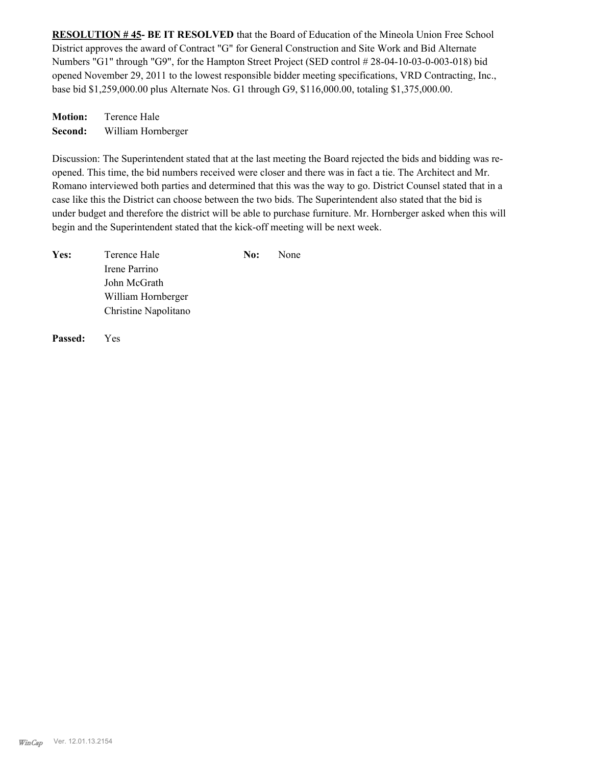**RESOLUTION # 45- BE IT RESOLVED** that the Board of Education of the Mineola Union Free School District approves the award of Contract "G" for General Construction and Site Work and Bid Alternate Numbers "G1" through "G9", for the Hampton Street Project (SED control # 28-04-10-03-0-003-018) bid opened November 29, 2011 to the lowest responsible bidder meeting specifications, VRD Contracting, Inc., base bid $1,259,000.00 plus Alternate Nos. G1 through G9, $116,000.00, totaling $1,375,000.00.

**Motion:** Terence Hale
**Second:** William Hornberger

Discussion: The Superintendent stated that at the last meeting the Board rejected the bids and bidding was re-opened. This time, the bid numbers received were closer and there was in fact a tie. The Architect and Mr. Romano interviewed both parties and determined that this was the way to go. District Counsel stated that in a case like this the District can choose between the two bids. The Superintendent also stated that the bid is under budget and therefore the district will be able to purchase furniture. Mr. Hornberger asked when this will begin and the Superintendent stated that the kick-off meeting will be next week.

**Yes:** Terence Hale, Irene Parrino, John McGrath, William Hornberger, Christine Napolitano

**No:** None

**Passed:** Yes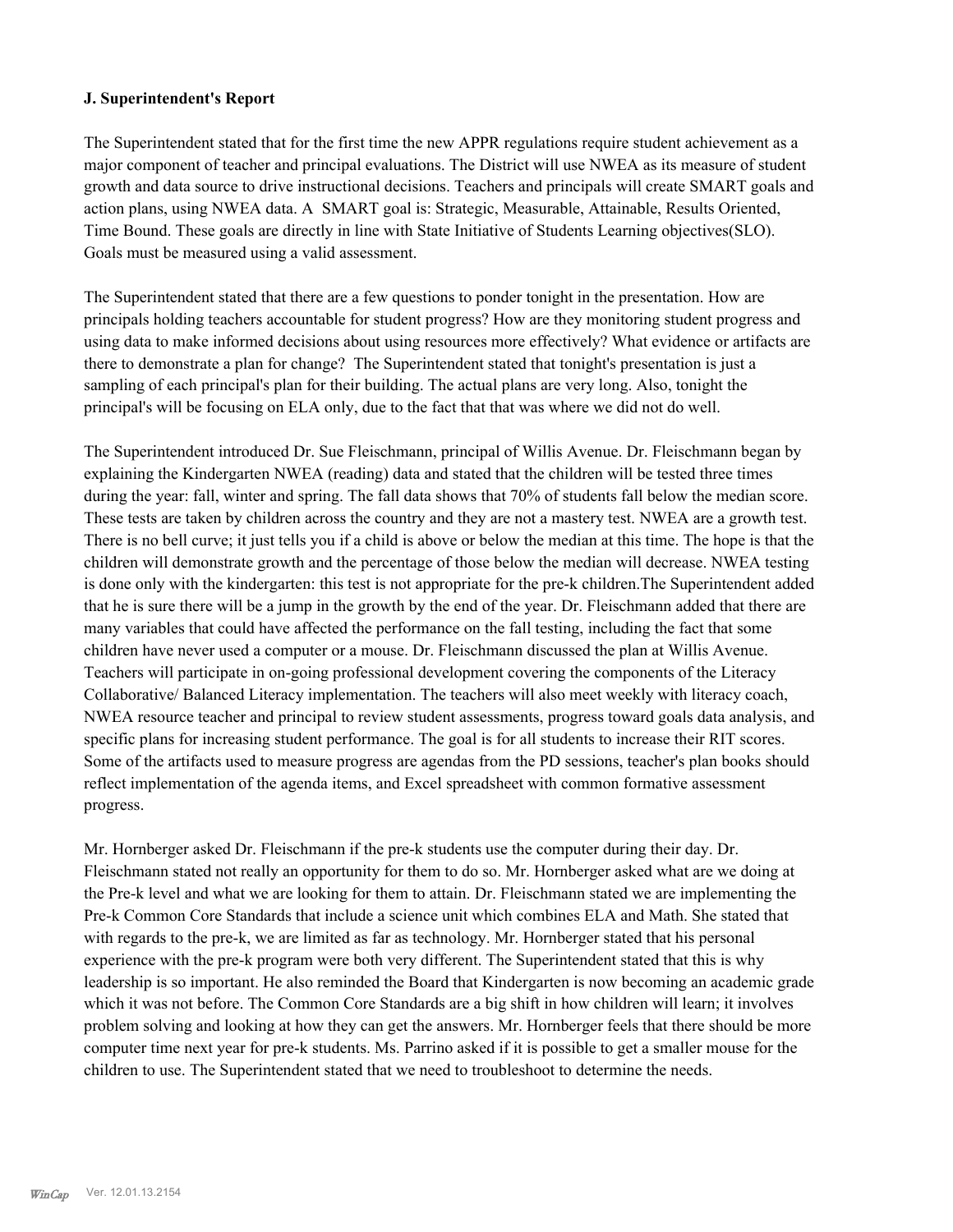### J. Superintendent's Report

The Superintendent stated that for the first time the new APPR regulations require student achievement as a major component of teacher and principal evaluations. The District will use NWEA as its measure of student growth and data source to drive instructional decisions. Teachers and principals will create SMART goals and action plans, using NWEA data. A SMART goal is: Strategic, Measurable, Attainable, Results Oriented, Time Bound. These goals are directly in line with State Initiative of Students Learning objectives(SLO). Goals must be measured using a valid assessment.

The Superintendent stated that there are a few questions to ponder tonight in the presentation. How are principals holding teachers accountable for student progress? How are they monitoring student progress and using data to make informed decisions about using resources more effectively? What evidence or artifacts are there to demonstrate a plan for change? The Superintendent stated that tonight's presentation is just a sampling of each principal's plan for their building. The actual plans are very long. Also, tonight the principal's will be focusing on ELA only, due to the fact that that was where we did not do well.

The Superintendent introduced Dr. Sue Fleischmann, principal of Willis Avenue. Dr. Fleischmann began by explaining the Kindergarten NWEA (reading) data and stated that the children will be tested three times during the year: fall, winter and spring. The fall data shows that 70% of students fall below the median score. These tests are taken by children across the country and they are not a mastery test. NWEA are a growth test. There is no bell curve; it just tells you if a child is above or below the median at this time. The hope is that the children will demonstrate growth and the percentage of those below the median will decrease. NWEA testing is done only with the kindergarten: this test is not appropriate for the pre-k children.The Superintendent added that he is sure there will be a jump in the growth by the end of the year. Dr. Fleischmann added that there are many variables that could have affected the performance on the fall testing, including the fact that some children have never used a computer or a mouse. Dr. Fleischmann discussed the plan at Willis Avenue. Teachers will participate in on-going professional development covering the components of the Literacy Collaborative/ Balanced Literacy implementation. The teachers will also meet weekly with literacy coach, NWEA resource teacher and principal to review student assessments, progress toward goals data analysis, and specific plans for increasing student performance. The goal is for all students to increase their RIT scores. Some of the artifacts used to measure progress are agendas from the PD sessions, teacher's plan books should reflect implementation of the agenda items, and Excel spreadsheet with common formative assessment progress.

Mr. Hornberger asked Dr. Fleischmann if the pre-k students use the computer during their day. Dr. Fleischmann stated not really an opportunity for them to do so. Mr. Hornberger asked what are we doing at the Pre-k level and what we are looking for them to attain. Dr. Fleischmann stated we are implementing the Pre-k Common Core Standards that include a science unit which combines ELA and Math. She stated that with regards to the pre-k, we are limited as far as technology. Mr. Hornberger stated that his personal experience with the pre-k program were both very different. The Superintendent stated that this is why leadership is so important. He also reminded the Board that Kindergarten is now becoming an academic grade which it was not before. The Common Core Standards are a big shift in how children will learn; it involves problem solving and looking at how they can get the answers. Mr. Hornberger feels that there should be more computer time next year for pre-k students. Ms. Parrino asked if it is possible to get a smaller mouse for the children to use. The Superintendent stated that we need to troubleshoot to determine the needs.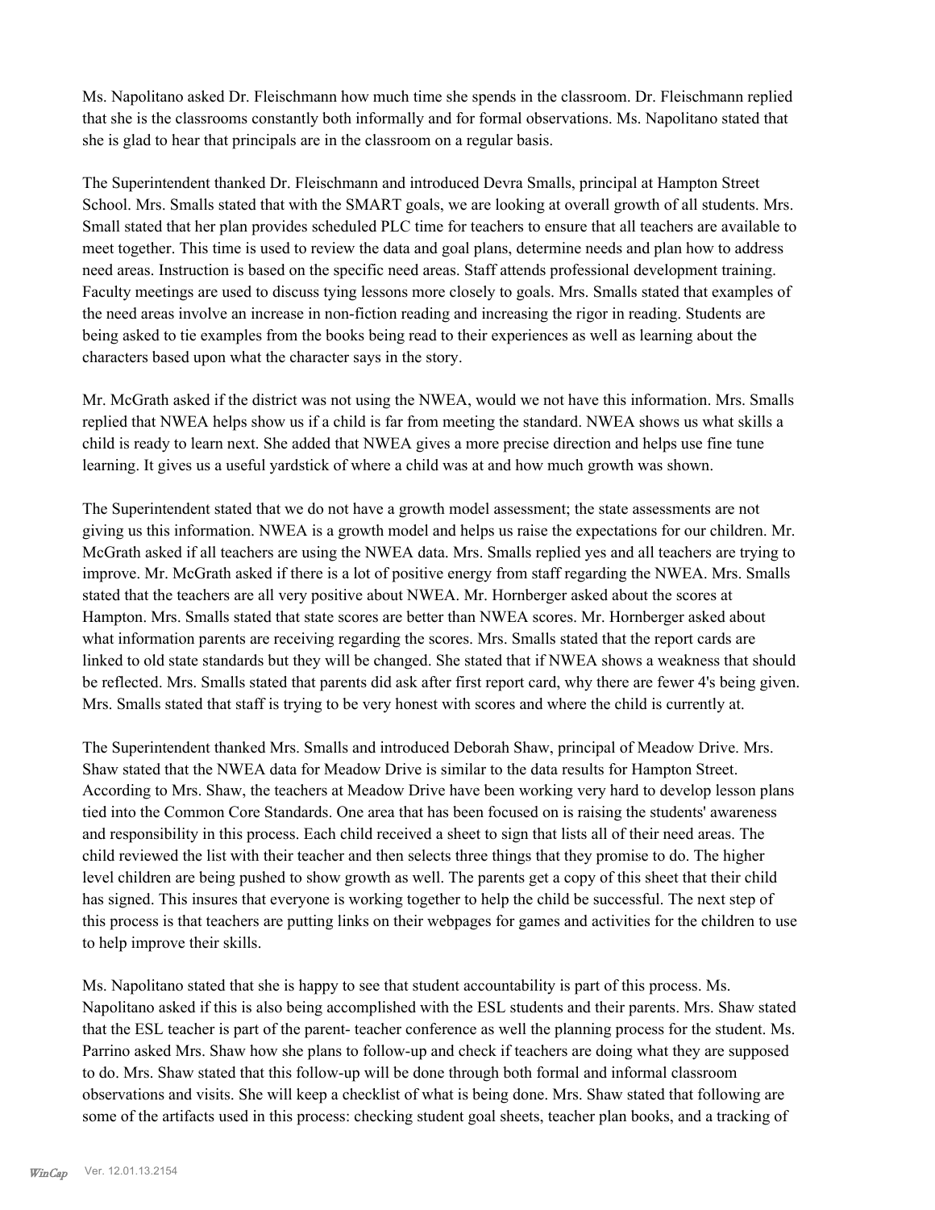Ms. Napolitano asked Dr. Fleischmann how much time she spends in the classroom. Dr. Fleischmann replied that she is the classrooms constantly both informally and for formal observations. Ms. Napolitano stated that she is glad to hear that principals are in the classroom on a regular basis.

The Superintendent thanked Dr. Fleischmann and introduced Devra Smalls, principal at Hampton Street School. Mrs. Smalls stated that with the SMART goals, we are looking at overall growth of all students. Mrs. Small stated that her plan provides scheduled PLC time for teachers to ensure that all teachers are available to meet together. This time is used to review the data and goal plans, determine needs and plan how to address need areas. Instruction is based on the specific need areas. Staff attends professional development training. Faculty meetings are used to discuss tying lessons more closely to goals. Mrs. Smalls stated that examples of the need areas involve an increase in non-fiction reading and increasing the rigor in reading. Students are being asked to tie examples from the books being read to their experiences as well as learning about the characters based upon what the character says in the story.

Mr. McGrath asked if the district was not using the NWEA, would we not have this information. Mrs. Smalls replied that NWEA helps show us if a child is far from meeting the standard. NWEA shows us what skills a child is ready to learn next. She added that NWEA gives a more precise direction and helps use fine tune learning. It gives us a useful yardstick of where a child was at and how much growth was shown.

The Superintendent stated that we do not have a growth model assessment; the state assessments are not giving us this information. NWEA is a growth model and helps us raise the expectations for our children. Mr. McGrath asked if all teachers are using the NWEA data. Mrs. Smalls replied yes and all teachers are trying to improve. Mr. McGrath asked if there is a lot of positive energy from staff regarding the NWEA. Mrs. Smalls stated that the teachers are all very positive about NWEA. Mr. Hornberger asked about the scores at Hampton. Mrs. Smalls stated that state scores are better than NWEA scores. Mr. Hornberger asked about what information parents are receiving regarding the scores. Mrs. Smalls stated that the report cards are linked to old state standards but they will be changed. She stated that if NWEA shows a weakness that should be reflected. Mrs. Smalls stated that parents did ask after first report card, why there are fewer 4's being given. Mrs. Smalls stated that staff is trying to be very honest with scores and where the child is currently at.

The Superintendent thanked Mrs. Smalls and introduced Deborah Shaw, principal of Meadow Drive. Mrs. Shaw stated that the NWEA data for Meadow Drive is similar to the data results for Hampton Street. According to Mrs. Shaw, the teachers at Meadow Drive have been working very hard to develop lesson plans tied into the Common Core Standards. One area that has been focused on is raising the students' awareness and responsibility in this process. Each child received a sheet to sign that lists all of their need areas. The child reviewed the list with their teacher and then selects three things that they promise to do. The higher level children are being pushed to show growth as well. The parents get a copy of this sheet that their child has signed. This insures that everyone is working together to help the child be successful. The next step of this process is that teachers are putting links on their webpages for games and activities for the children to use to help improve their skills.

Ms. Napolitano stated that she is happy to see that student accountability is part of this process. Ms. Napolitano asked if this is also being accomplished with the ESL students and their parents. Mrs. Shaw stated that the ESL teacher is part of the parent- teacher conference as well the planning process for the student. Ms. Parrino asked Mrs. Shaw how she plans to follow-up and check if teachers are doing what they are supposed to do. Mrs. Shaw stated that this follow-up will be done through both formal and informal classroom observations and visits. She will keep a checklist of what is being done. Mrs. Shaw stated that following are some of the artifacts used in this process: checking student goal sheets, teacher plan books, and a tracking of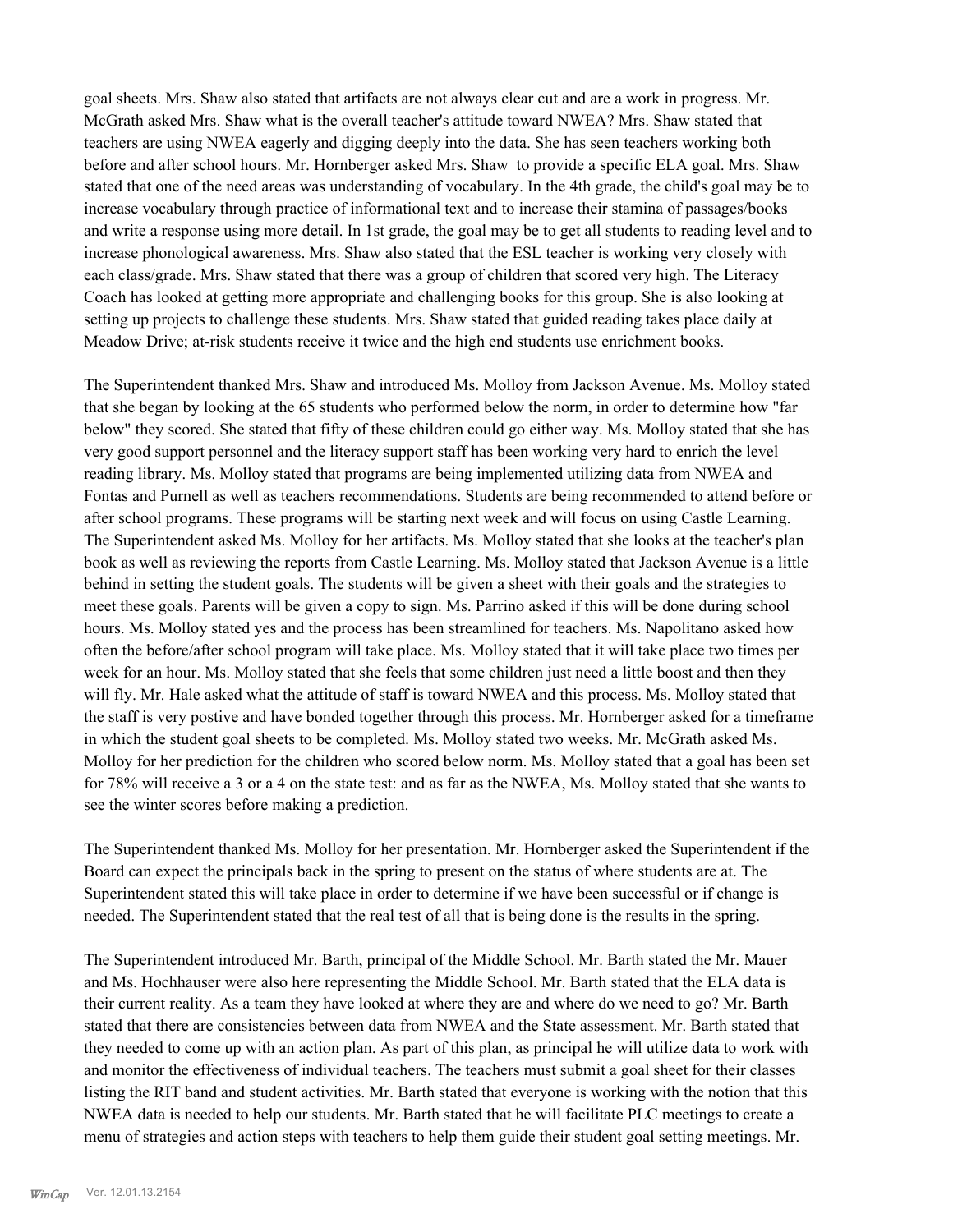goal sheets. Mrs. Shaw also stated that artifacts are not always clear cut and are a work in progress. Mr. McGrath asked Mrs. Shaw what is the overall teacher's attitude toward NWEA? Mrs. Shaw stated that teachers are using NWEA eagerly and digging deeply into the data. She has seen teachers working both before and after school hours. Mr. Hornberger asked Mrs. Shaw to provide a specific ELA goal. Mrs. Shaw stated that one of the need areas was understanding of vocabulary. In the 4th grade, the child's goal may be to increase vocabulary through practice of informational text and to increase their stamina of passages/books and write a response using more detail. In 1st grade, the goal may be to get all students to reading level and to increase phonological awareness. Mrs. Shaw also stated that the ESL teacher is working very closely with each class/grade. Mrs. Shaw stated that there was a group of children that scored very high. The Literacy Coach has looked at getting more appropriate and challenging books for this group. She is also looking at setting up projects to challenge these students. Mrs. Shaw stated that guided reading takes place daily at Meadow Drive; at-risk students receive it twice and the high end students use enrichment books.

The Superintendent thanked Mrs. Shaw and introduced Ms. Molloy from Jackson Avenue. Ms. Molloy stated that she began by looking at the 65 students who performed below the norm, in order to determine how "far below" they scored. She stated that fifty of these children could go either way. Ms. Molloy stated that she has very good support personnel and the literacy support staff has been working very hard to enrich the level reading library. Ms. Molloy stated that programs are being implemented utilizing data from NWEA and Fontas and Purnell as well as teachers recommendations. Students are being recommended to attend before or after school programs. These programs will be starting next week and will focus on using Castle Learning. The Superintendent asked Ms. Molloy for her artifacts. Ms. Molloy stated that she looks at the teacher's plan book as well as reviewing the reports from Castle Learning. Ms. Molloy stated that Jackson Avenue is a little behind in setting the student goals. The students will be given a sheet with their goals and the strategies to meet these goals. Parents will be given a copy to sign. Ms. Parrino asked if this will be done during school hours. Ms. Molloy stated yes and the process has been streamlined for teachers. Ms. Napolitano asked how often the before/after school program will take place. Ms. Molloy stated that it will take place two times per week for an hour. Ms. Molloy stated that she feels that some children just need a little boost and then they will fly. Mr. Hale asked what the attitude of staff is toward NWEA and this process. Ms. Molloy stated that the staff is very postive and have bonded together through this process. Mr. Hornberger asked for a timeframe in which the student goal sheets to be completed. Ms. Molloy stated two weeks. Mr. McGrath asked Ms. Molloy for her prediction for the children who scored below norm. Ms. Molloy stated that a goal has been set for 78% will receive a 3 or a 4 on the state test: and as far as the NWEA, Ms. Molloy stated that she wants to see the winter scores before making a prediction.

The Superintendent thanked Ms. Molloy for her presentation. Mr. Hornberger asked the Superintendent if the Board can expect the principals back in the spring to present on the status of where students are at. The Superintendent stated this will take place in order to determine if we have been successful or if change is needed. The Superintendent stated that the real test of all that is being done is the results in the spring.

The Superintendent introduced Mr. Barth, principal of the Middle School. Mr. Barth stated the Mr. Mauer and Ms. Hochhauser were also here representing the Middle School. Mr. Barth stated that the ELA data is their current reality. As a team they have looked at where they are and where do we need to go? Mr. Barth stated that there are consistencies between data from NWEA and the State assessment. Mr. Barth stated that they needed to come up with an action plan. As part of this plan, as principal he will utilize data to work with and monitor the effectiveness of individual teachers. The teachers must submit a goal sheet for their classes listing the RIT band and student activities. Mr. Barth stated that everyone is working with the notion that this NWEA data is needed to help our students. Mr. Barth stated that he will facilitate PLC meetings to create a menu of strategies and action steps with teachers to help them guide their student goal setting meetings. Mr.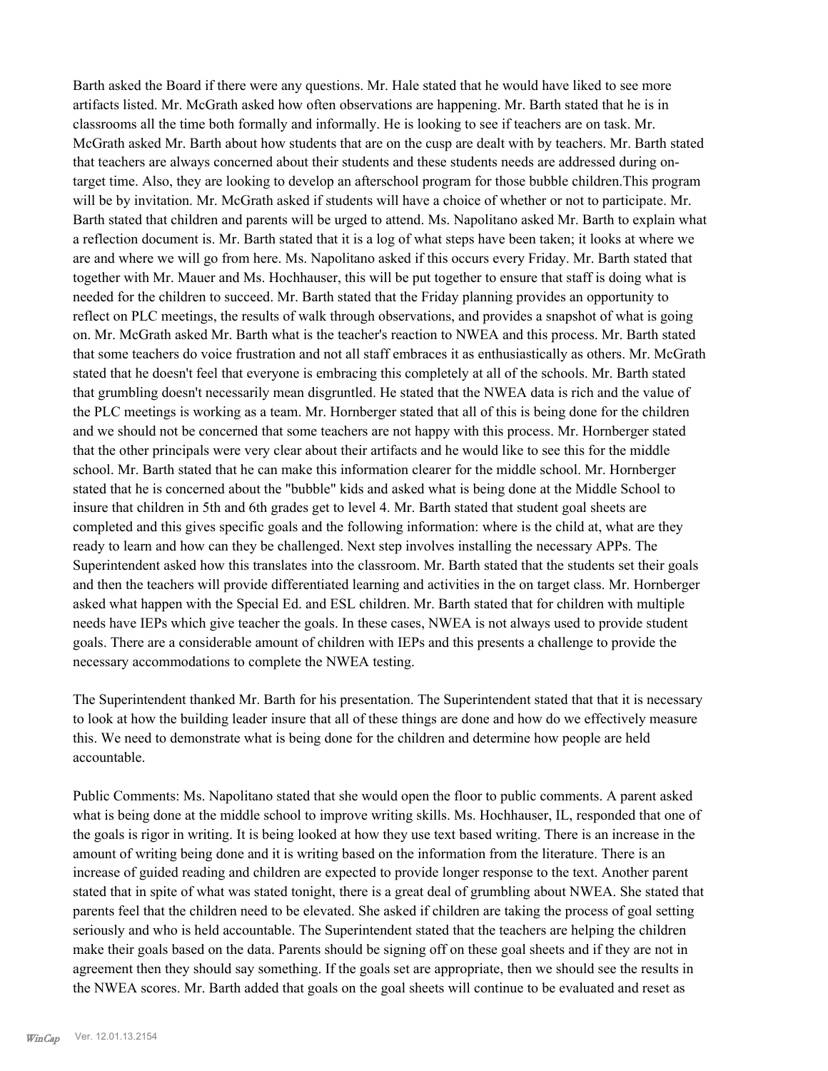Barth asked the Board if there were any questions. Mr. Hale stated that he would have liked to see more artifacts listed. Mr. McGrath asked how often observations are happening. Mr. Barth stated that he is in classrooms all the time both formally and informally. He is looking to see if teachers are on task. Mr. McGrath asked Mr. Barth about how students that are on the cusp are dealt with by teachers. Mr. Barth stated that teachers are always concerned about their students and these students needs are addressed during on-target time. Also, they are looking to develop an afterschool program for those bubble children.This program will be by invitation. Mr. McGrath asked if students will have a choice of whether or not to participate. Mr. Barth stated that children and parents will be urged to attend. Ms. Napolitano asked Mr. Barth to explain what a reflection document is. Mr. Barth stated that it is a log of what steps have been taken; it looks at where we are and where we will go from here. Ms. Napolitano asked if this occurs every Friday. Mr. Barth stated that together with Mr. Mauer and Ms. Hochhauser, this will be put together to ensure that staff is doing what is needed for the children to succeed. Mr. Barth stated that the Friday planning provides an opportunity to reflect on PLC meetings, the results of walk through observations, and provides a snapshot of what is going on. Mr. McGrath asked Mr. Barth what is the teacher's reaction to NWEA and this process. Mr. Barth stated that some teachers do voice frustration and not all staff embraces it as enthusiastically as others. Mr. McGrath stated that he doesn't feel that everyone is embracing this completely at all of the schools. Mr. Barth stated that grumbling doesn't necessarily mean disgruntled. He stated that the NWEA data is rich and the value of the PLC meetings is working as a team. Mr. Hornberger stated that all of this is being done for the children and we should not be concerned that some teachers are not happy with this process. Mr. Hornberger stated that the other principals were very clear about their artifacts and he would like to see this for the middle school. Mr. Barth stated that he can make this information clearer for the middle school. Mr. Hornberger stated that he is concerned about the "bubble" kids and asked what is being done at the Middle School to insure that children in 5th and 6th grades get to level 4. Mr. Barth stated that student goal sheets are completed and this gives specific goals and the following information: where is the child at, what are they ready to learn and how can they be challenged. Next step involves installing the necessary APPs. The Superintendent asked how this translates into the classroom. Mr. Barth stated that the students set their goals and then the teachers will provide differentiated learning and activities in the on target class. Mr. Hornberger asked what happen with the Special Ed. and ESL children. Mr. Barth stated that for children with multiple needs have IEPs which give teacher the goals. In these cases, NWEA is not always used to provide student goals. There are a considerable amount of children with IEPs and this presents a challenge to provide the necessary accommodations to complete the NWEA testing.

The Superintendent thanked Mr. Barth for his presentation. The Superintendent stated that that it is necessary to look at how the building leader insure that all of these things are done and how do we effectively measure this. We need to demonstrate what is being done for the children and determine how people are held accountable.

Public Comments: Ms. Napolitano stated that she would open the floor to public comments. A parent asked what is being done at the middle school to improve writing skills. Ms. Hochhauser, IL, responded that one of the goals is rigor in writing. It is being looked at how they use text based writing. There is an increase in the amount of writing being done and it is writing based on the information from the literature. There is an increase of guided reading and children are expected to provide longer response to the text. Another parent stated that in spite of what was stated tonight, there is a great deal of grumbling about NWEA. She stated that parents feel that the children need to be elevated. She asked if children are taking the process of goal setting seriously and who is held accountable. The Superintendent stated that the teachers are helping the children make their goals based on the data. Parents should be signing off on these goal sheets and if they are not in agreement then they should say something. If the goals set are appropriate, then we should see the results in the NWEA scores. Mr. Barth added that goals on the goal sheets will continue to be evaluated and reset as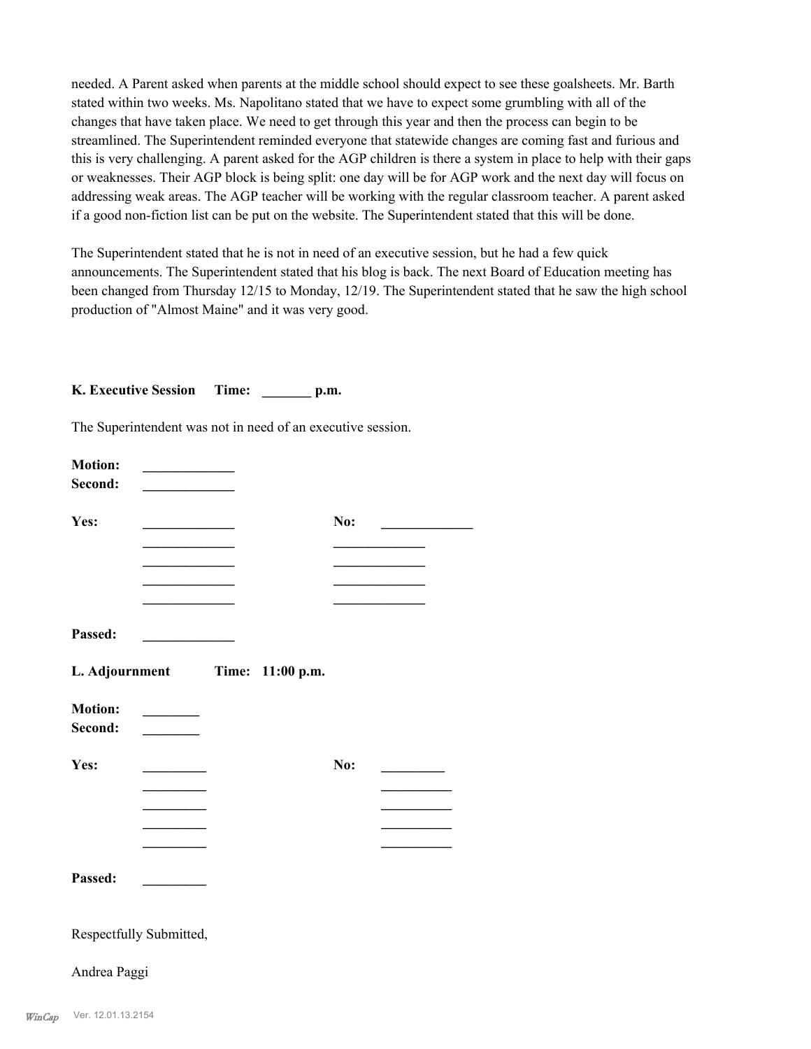needed. A Parent asked when parents at the middle school should expect to see these goalsheets. Mr. Barth stated within two weeks. Ms. Napolitano stated that we have to expect some grumbling with all of the changes that have taken place. We need to get through this year and then the process can begin to be streamlined. The Superintendent reminded everyone that statewide changes are coming fast and furious and this is very challenging. A parent asked for the AGP children is there a system in place to help with their gaps or weaknesses. Their AGP block is being split: one day will be for AGP work and the next day will focus on addressing weak areas. The AGP teacher will be working with the regular classroom teacher. A parent asked if a good non-fiction list can be put on the website. The Superintendent stated that this will be done.

The Superintendent stated that he is not in need of an executive session, but he had a few quick announcements. The Superintendent stated that his blog is back. The next Board of Education meeting has been changed from Thursday 12/15 to Monday, 12/19. The Superintendent stated that he saw the high school production of "Almost Maine" and it was very good.

**K. Executive Session** **Time: _______ p.m.**

The Superintendent was not in need of an executive session.

**Motion:** _____________
**Second:** _____________

| | | | |
|---|---|---|---|
| **Yes:** | _____________ | **No:** | _____________ |
| | _____________ | | _____________ |
| | _____________ | | _____________ |
| | _____________ | | _____________ |
| | _____________ | | _____________ |

**Passed:** _____________

**L. Adjournment** **Time: 11:00 p.m.**

**Motion:** ________
**Second:** ________

| | | | |
|---|---|---|---|
| **Yes:** | _________ | **No:** | _________ |
| | _________ | | __________ |
| | _________ | | __________ |
| | _________ | | __________ |
| | _________ | | __________ |

**Passed:** _________

Respectfully Submitted,

Andrea Paggi